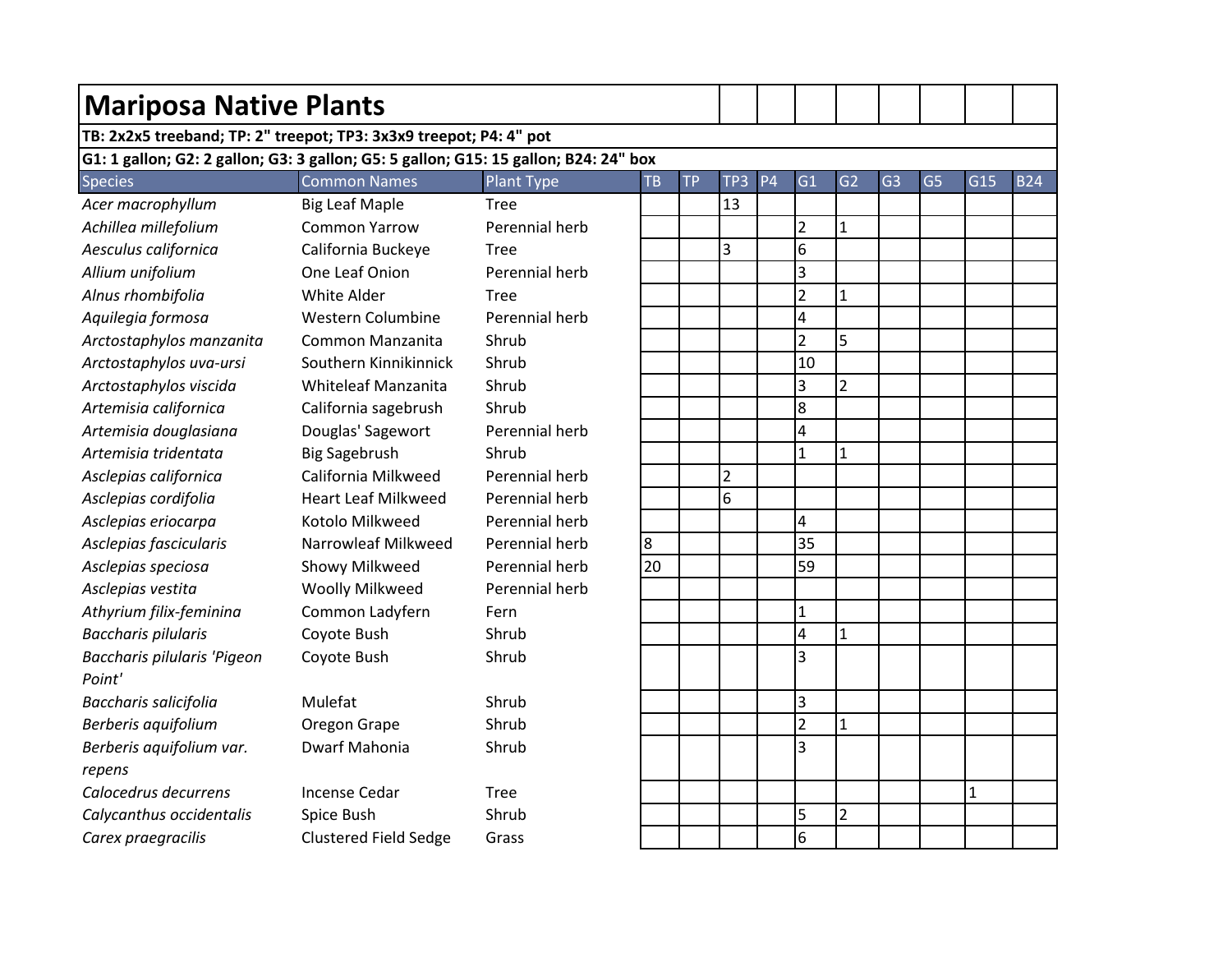# Mariposa Native Plants

**TB: 2x2x5 treeband; TP: 2" treepot; TP3: 3x3x9 treepot; P4: 4" pot**

**G1: 1 gallon; G2: 2 gallon; G3: 3 gallon; G5: 5 gallon; G15: 15 gallon; B24: 24" box**

| Species | Common Names | Plant Type | TB | TP | TP3 | P4 | G1 | G2 | G3 | G5 | G15 | B24 |
|---|---|---|---|---|---|---|---|---|---|---|---|---|
| *Acer macrophyllum* | Big Leaf Maple | Tree | | | 13 | | | | | | | |
| *Achillea millefolium* | Common Yarrow | Perennial herb | | | | | 2 | 1 | | | | |
| *Aesculus californica* | California Buckeye | Tree | | | 3 | | 6 | | | | | |
| *Allium unifolium* | One Leaf Onion | Perennial herb | | | | | 3 | | | | | |
| *Alnus rhombifolia* | White Alder | Tree | | | | | 2 | 1 | | | | |
| *Aquilegia formosa* | Western Columbine | Perennial herb | | | | | 4 | | | | | |
| *Arctostaphylos manzanita* | Common Manzanita | Shrub | | | | | 2 | 5 | | | | |
| *Arctostaphylos uva-ursi* | Southern Kinnikinnick | Shrub | | | | | 10 | | | | | |
| *Arctostaphylos viscida* | Whiteleaf Manzanita | Shrub | | | | | 3 | 2 | | | | |
| *Artemisia californica* | California sagebrush | Shrub | | | | | 8 | | | | | |
| *Artemisia douglasiana* | Douglas' Sagewort | Perennial herb | | | | | 4 | | | | | |
| *Artemisia tridentata* | Big Sagebrush | Shrub | | | | | 1 | 1 | | | | |
| *Asclepias californica* | California Milkweed | Perennial herb | | | 2 | | | | | | | |
| *Asclepias cordifolia* | Heart Leaf Milkweed | Perennial herb | | | 6 | | | | | | | |
| *Asclepias eriocarpa* | Kotolo Milkweed | Perennial herb | | | | | 4 | | | | | |
| *Asclepias fascicularis* | Narrowleaf Milkweed | Perennial herb | 8 | | | | 35 | | | | | |
| *Asclepias speciosa* | Showy Milkweed | Perennial herb | 20 | | | | 59 | | | | | |
| *Asclepias vestita* | Woolly Milkweed | Perennial herb | | | | | | | | | | |
| *Athyrium filix-feminina* | Common Ladyfern | Fern | | | | | 1 | | | | | |
| *Baccharis pilularis* | Coyote Bush | Shrub | | | | | 4 | 1 | | | | |
| *Baccharis pilularis 'Pigeon Point'* | Coyote Bush | Shrub | | | | | 3 | | | | | |
| *Baccharis salicifolia* | Mulefat | Shrub | | | | | 3 | | | | | |
| *Berberis aquifolium* | Oregon Grape | Shrub | | | | | 2 | 1 | | | | |
| *Berberis aquifolium var. repens* | Dwarf Mahonia | Shrub | | | | | 3 | | | | | |
| *Calocedrus decurrens* | Incense Cedar | Tree | | | | | | | | | 1 | |
| *Calycanthus occidentalis* | Spice Bush | Shrub | | | | | 5 | 2 | | | | |
| *Carex praegracilis* | Clustered Field Sedge | Grass | | | | | 6 | | | | | |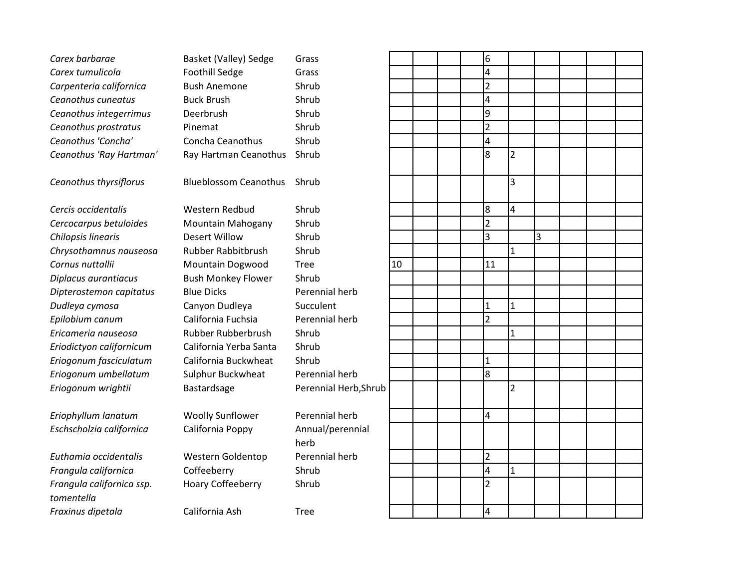| | | | | | | | | | | | | |
|---|---|---|---|---|---|---|---|---|---|---|---|---|
| *Carex barbarae* | Basket (Valley) Sedge | Grass | | | | | 6 | | | | | |
| *Carex tumulicola* | Foothill Sedge | Grass | | | | | 4 | | | | | |
| *Carpenteria californica* | Bush Anemone | Shrub | | | | | 2 | | | | | |
| *Ceanothus cuneatus* | Buck Brush | Shrub | | | | | 4 | | | | | |
| *Ceanothus integerrimus* | Deerbrush | Shrub | | | | | 9 | | | | | |
| *Ceanothus prostratus* | Pinemat | Shrub | | | | | 2 | | | | | |
| *Ceanothus 'Concha'* | Concha Ceanothus | Shrub | | | | | 4 | | | | | |
| *Ceanothus 'Ray Hartman'* | Ray Hartman Ceanothus | Shrub | | | | | 8 | 2 | | | | |
| *Ceanothus thyrsiflorus* | Blueblossom Ceanothus | Shrub | | | | | | 3 | | | | |
| *Cercis occidentalis* | Western Redbud | Shrub | | | | | 8 | 4 | | | | |
| *Cercocarpus betuloides* | Mountain Mahogany | Shrub | | | | | 2 | | | | | |
| *Chilopsis linearis* | Desert Willow | Shrub | | | | | 3 | | 3 | | | |
| *Chrysothamnus nauseosa* | Rubber Rabbitbrush | Shrub | | | | | | 1 | | | | |
| *Cornus nuttallii* | Mountain Dogwood | Tree | 10 | | | | 11 | | | | | |
| *Diplacus aurantiacus* | Bush Monkey Flower | Shrub | | | | | | | | | | |
| *Dipterostemon capitatus* | Blue Dicks | Perennial herb | | | | | | | | | | |
| *Dudleya cymosa* | Canyon Dudleya | Succulent | | | | | 1 | 1 | | | | |
| *Epilobium canum* | California Fuchsia | Perennial herb | | | | | 2 | | | | | |
| *Ericameria nauseosa* | Rubber Rubberbrush | Shrub | | | | | | 1 | | | | |
| *Eriodictyon californicum* | California Yerba Santa | Shrub | | | | | | | | | | |
| *Eriogonum fasciculatum* | California Buckwheat | Shrub | | | | | 1 | | | | | |
| *Eriogonum umbellatum* | Sulphur Buckwheat | Perennial herb | | | | | 8 | | | | | |
| *Eriogonum wrightii* | Bastardsage | Perennial Herb,Shrub | | | | | | 2 | | | | |
| *Eriophyllum lanatum* | Woolly Sunflower | Perennial herb | | | | | 4 | | | | | |
| *Eschscholzia californica* | California Poppy | Annual/perennial herb | | | | | | | | | | |
| *Euthamia occidentalis* | Western Goldentop | Perennial herb | | | | | 2 | | | | | |
| *Frangula californica* | Coffeeberry | Shrub | | | | | 4 | 1 | | | | |
| *Frangula californica ssp. tomentella* | Hoary Coffeeberry | Shrub | | | | | 2 | | | | | |
| *Fraxinus dipetala* | California Ash | Tree | | | | | 4 | | | | | |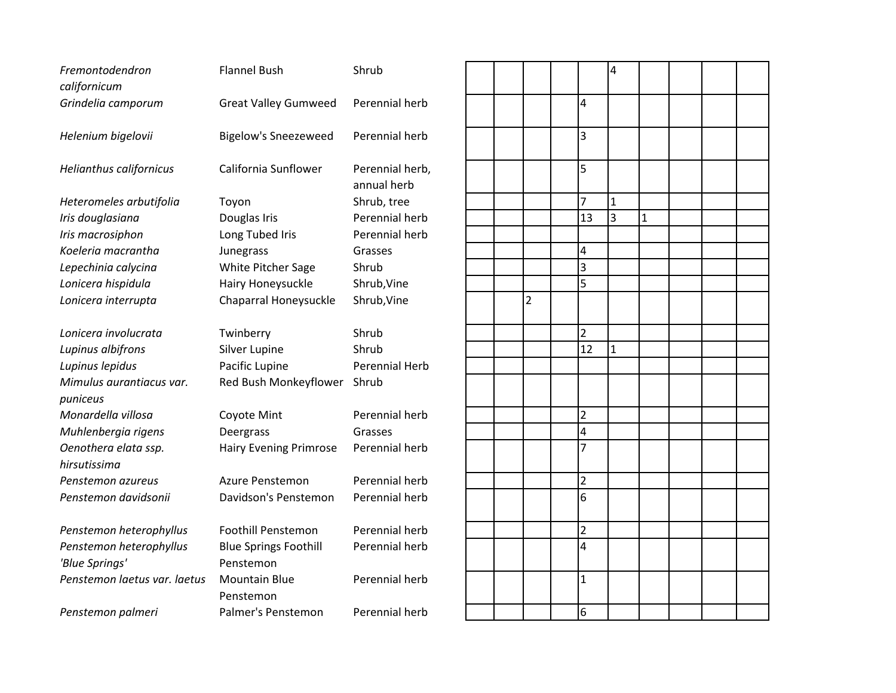| | | | | | | | | | | | | |
|---|---|---|---|---|---|---|---|---|---|---|---|---|
| *Fremontodendron californicum* | Flannel Bush | Shrub | | | | | | 4 | | | | |
| *Grindelia camporum* | Great Valley Gumweed | Perennial herb | | | | | 4 | | | | | |
| *Helenium bigelovii* | Bigelow's Sneezeweed | Perennial herb | | | | | 3 | | | | | |
| *Helianthus californicus* | California Sunflower | Perennial herb, annual herb | | | | | 5 | | | | | |
| *Heteromeles arbutifolia* | Toyon | Shrub, tree | | | | | 7 | 1 | | | | |
| *Iris douglasiana* | Douglas Iris | Perennial herb | | | | | 13 | 3 | 1 | | | |
| *Iris macrosiphon* | Long Tubed Iris | Perennial herb | | | | | | | | | | |
| *Koeleria macrantha* | Junegrass | Grasses | | | | | 4 | | | | | |
| *Lepechinia calycina* | White Pitcher Sage | Shrub | | | | | 3 | | | | | |
| *Lonicera hispidula* | Hairy Honeysuckle | Shrub,Vine | | | | | 5 | | | | | |
| *Lonicera interrupta* | Chaparral Honeysuckle | Shrub,Vine | | | 2 | | | | | | | |
| *Lonicera involucrata* | Twinberry | Shrub | | | | | 2 | | | | | |
| *Lupinus albifrons* | Silver Lupine | Shrub | | | | | 12 | 1 | | | | |
| *Lupinus lepidus* | Pacific Lupine | Perennial Herb | | | | | | | | | | |
| *Mimulus aurantiacus var. puniceus* | Red Bush Monkeyflower | Shrub | | | | | | | | | | |
| *Monardella villosa* | Coyote Mint | Perennial herb | | | | | 2 | | | | | |
| *Muhlenbergia rigens* | Deergrass | Grasses | | | | | 4 | | | | | |
| *Oenothera elata ssp. hirsutissima* | Hairy Evening Primrose | Perennial herb | | | | | 7 | | | | | |
| *Penstemon azureus* | Azure Penstemon | Perennial herb | | | | | 2 | | | | | |
| *Penstemon davidsonii* | Davidson's Penstemon | Perennial herb | | | | | 6 | | | | | |
| *Penstemon heterophyllus* | Foothill Penstemon | Perennial herb | | | | | 2 | | | | | |
| *Penstemon heterophyllus 'Blue Springs'* | Blue Springs Foothill Penstemon | Perennial herb | | | | | 4 | | | | | |
| *Penstemon laetus var. laetus* | Mountain Blue Penstemon | Perennial herb | | | | | 1 | | | | | |
| *Penstemon palmeri* | Palmer's Penstemon | Perennial herb | | | | | 6 | | | | | |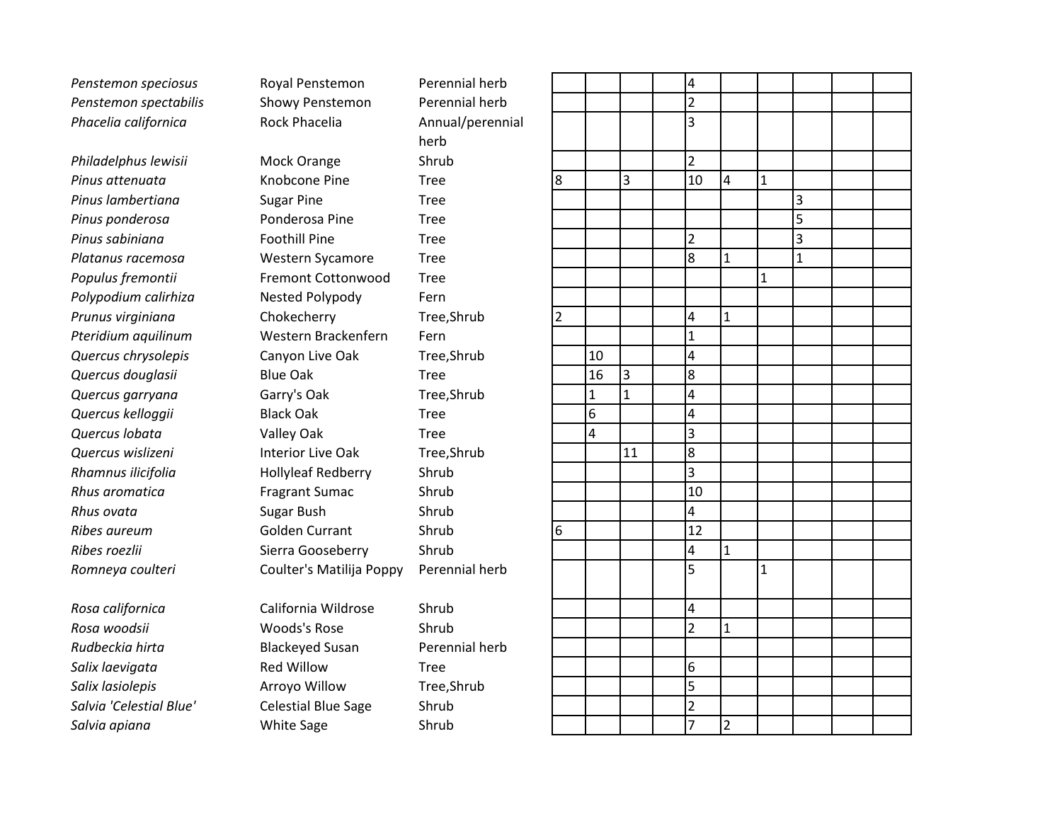| | | | | | | | | | | | | |
|---|---|---|---|---|---|---|---|---|---|---|---|---|
| *Penstemon speciosus* | Royal Penstemon | Perennial herb | | | | | 4 | | | | | |
| *Penstemon spectabilis* | Showy Penstemon | Perennial herb | | | | | 2 | | | | | |
| *Phacelia californica* | Rock Phacelia | Annual/perennial herb | | | | | 3 | | | | | |
| *Philadelphus lewisii* | Mock Orange | Shrub | | | | | 2 | | | | | |
| *Pinus attenuata* | Knobcone Pine | Tree | 8 | | 3 | | 10 | 4 | 1 | | | |
| *Pinus lambertiana* | Sugar Pine | Tree | | | | | | | | 3 | | |
| *Pinus ponderosa* | Ponderosa Pine | Tree | | | | | | | | 5 | | |
| *Pinus sabiniana* | Foothill Pine | Tree | | | | | 2 | | | 3 | | |
| *Platanus racemosa* | Western Sycamore | Tree | | | | | 8 | 1 | | 1 | | |
| *Populus fremontii* | Fremont Cottonwood | Tree | | | | | | | 1 | | | |
| *Polypodium calirhiza* | Nested Polypody | Fern | | | | | | | | | | |
| *Prunus virginiana* | Chokecherry | Tree,Shrub | 2 | | | | 4 | 1 | | | | |
| *Pteridium aquilinum* | Western Brackenfern | Fern | | | | | 1 | | | | | |
| *Quercus chrysolepis* | Canyon Live Oak | Tree,Shrub | | 10 | | | 4 | | | | | |
| *Quercus douglasii* | Blue Oak | Tree | | 16 | 3 | | 8 | | | | | |
| *Quercus garryana* | Garry's Oak | Tree,Shrub | | 1 | 1 | | 4 | | | | | |
| *Quercus kelloggii* | Black Oak | Tree | | 6 | | | 4 | | | | | |
| *Quercus lobata* | Valley Oak | Tree | | 4 | | | 3 | | | | | |
| *Quercus wislizeni* | Interior Live Oak | Tree,Shrub | | | 11 | | 8 | | | | | |
| *Rhamnus ilicifolia* | Hollyleaf Redberry | Shrub | | | | | 3 | | | | | |
| *Rhus aromatica* | Fragrant Sumac | Shrub | | | | | 10 | | | | | |
| *Rhus ovata* | Sugar Bush | Shrub | | | | | 4 | | | | | |
| *Ribes aureum* | Golden Currant | Shrub | 6 | | | | 12 | | | | | |
| *Ribes roezlii* | Sierra Gooseberry | Shrub | | | | | 4 | 1 | | | | |
| *Romneya coulteri* | Coulter's Matilija Poppy | Perennial herb | | | | | 5 | | 1 | | | |
| *Rosa californica* | California Wildrose | Shrub | | | | | 4 | | | | | |
| *Rosa woodsii* | Woods's Rose | Shrub | | | | | 2 | 1 | | | | |
| *Rudbeckia hirta* | Blackeyed Susan | Perennial herb | | | | | | | | | | |
| *Salix laevigata* | Red Willow | Tree | | | | | 6 | | | | | |
| *Salix lasiolepis* | Arroyo Willow | Tree,Shrub | | | | | 5 | | | | | |
| *Salvia 'Celestial Blue'* | Celestial Blue Sage | Shrub | | | | | 2 | | | | | |
| *Salvia apiana* | White Sage | Shrub | | | | | 7 | 2 | | | | |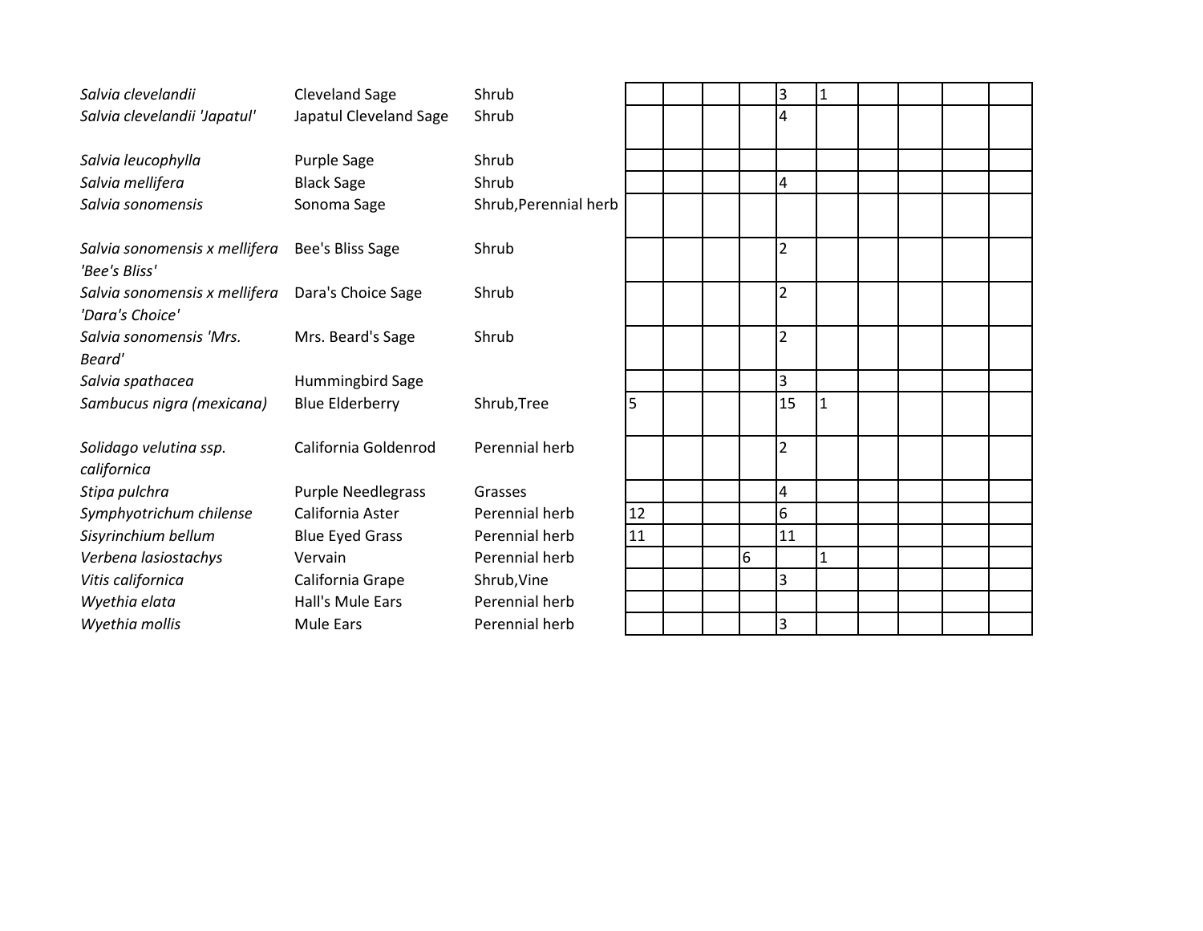| | | | | | | | | | | | | |
|---|---|---|---|---|---|---|---|---|---|---|---|---|
| *Salvia clevelandii* | Cleveland Sage | Shrub | | | | | 3 | 1 | | | | |
| *Salvia clevelandii 'Japatul'* | Japatul Cleveland Sage | Shrub | | | | | 4 | | | | | |
| *Salvia leucophylla* | Purple Sage | Shrub | | | | | | | | | | |
| *Salvia mellifera* | Black Sage | Shrub | | | | | 4 | | | | | |
| *Salvia sonomensis* | Sonoma Sage | Shrub,Perennial herb | | | | | | | | | | |
| *Salvia sonomensis x mellifera 'Bee's Bliss'* | Bee's Bliss Sage | Shrub | | | | | 2 | | | | | |
| *Salvia sonomensis x mellifera 'Dara's Choice'* | Dara's Choice Sage | Shrub | | | | | 2 | | | | | |
| *Salvia sonomensis 'Mrs. Beard'* | Mrs. Beard's Sage | Shrub | | | | | 2 | | | | | |
| *Salvia spathacea* | Hummingbird Sage | | | | | | 3 | | | | | |
| *Sambucus nigra (mexicana)* | Blue Elderberry | Shrub,Tree | 5 | | | | 15 | 1 | | | | |
| *Solidago velutina ssp. californica* | California Goldenrod | Perennial herb | | | | | 2 | | | | | |
| *Stipa pulchra* | Purple Needlegrass | Grasses | | | | | 4 | | | | | |
| *Symphyotrichum chilense* | California Aster | Perennial herb | 12 | | | | 6 | | | | | |
| *Sisyrinchium bellum* | Blue Eyed Grass | Perennial herb | 11 | | | | 11 | | | | | |
| *Verbena lasiostachys* | Vervain | Perennial herb | | | | 6 | | 1 | | | | |
| *Vitis californica* | California Grape | Shrub,Vine | | | | | 3 | | | | | |
| *Wyethia elata* | Hall's Mule Ears | Perennial herb | | | | | | | | | | |
| *Wyethia mollis* | Mule Ears | Perennial herb | | | | | 3 | | | | | |